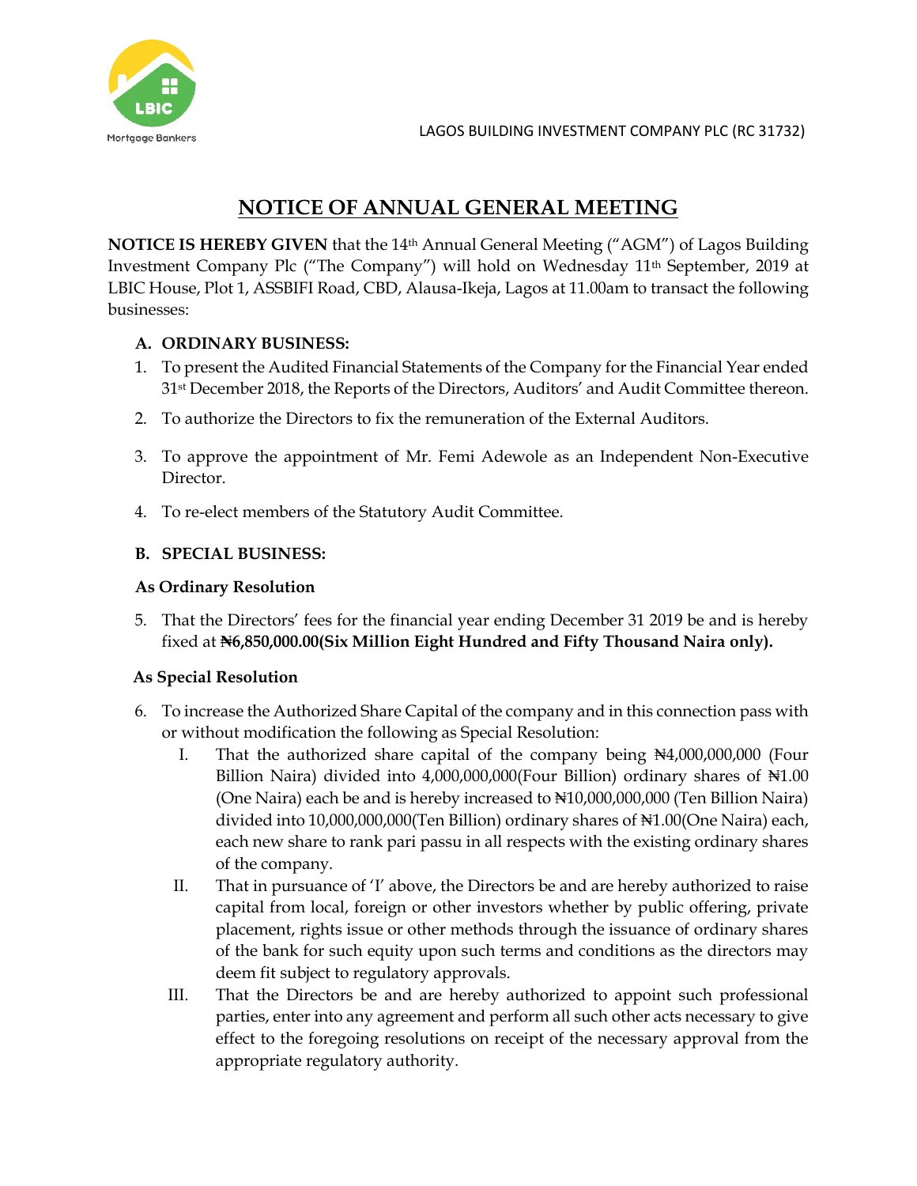LBIC Mortgage Bankers

LAGOS BUILDING INVESTMENT COMPANY PLC (RC 31732)

# NOTICE OF ANNUAL GENERAL MEETING

**NOTICE IS HEREBY GIVEN** that the 14th Annual General Meeting ("AGM") of Lagos Building Investment Company Plc ("The Company") will hold on Wednesday 11th September, 2019 at LBIC House, Plot 1, ASSBIFI Road, CBD, Alausa-Ikeja, Lagos at 11.00am to transact the following businesses:

**A. ORDINARY BUSINESS:**

1. To present the Audited Financial Statements of the Company for the Financial Year ended 31st December 2018, the Reports of the Directors, Auditors' and Audit Committee thereon.
2. To authorize the Directors to fix the remuneration of the External Auditors.
3. To approve the appointment of Mr. Femi Adewole as an Independent Non-Executive Director.
4. To re-elect members of the Statutory Audit Committee.

**B. SPECIAL BUSINESS:**

**As Ordinary Resolution**

5. That the Directors' fees for the financial year ending December 31 2019 be and is hereby fixed at **₦6,850,000.00(Six Million Eight Hundred and Fifty Thousand Naira only).**

**As Special Resolution**

6. To increase the Authorized Share Capital of the company and in this connection pass with or without modification the following as Special Resolution:
   I. That the authorized share capital of the company being ₦4,000,000,000 (Four Billion Naira) divided into 4,000,000,000(Four Billion) ordinary shares of ₦1.00 (One Naira) each be and is hereby increased to ₦10,000,000,000 (Ten Billion Naira) divided into 10,000,000,000(Ten Billion) ordinary shares of ₦1.00(One Naira) each, each new share to rank pari passu in all respects with the existing ordinary shares of the company.
   II. That in pursuance of 'I' above, the Directors be and are hereby authorized to raise capital from local, foreign or other investors whether by public offering, private placement, rights issue or other methods through the issuance of ordinary shares of the bank for such equity upon such terms and conditions as the directors may deem fit subject to regulatory approvals.
   III. That the Directors be and are hereby authorized to appoint such professional parties, enter into any agreement and perform all such other acts necessary to give effect to the foregoing resolutions on receipt of the necessary approval from the appropriate regulatory authority.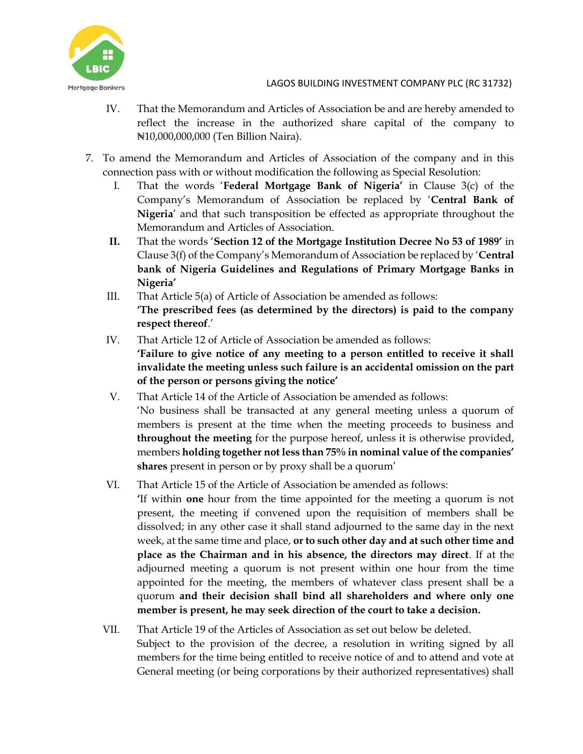IV. That the Memorandum and Articles of Association be and are hereby amended to reflect the increase in the authorized share capital of the company to ₦10,000,000,000 (Ten Billion Naira).

7. To amend the Memorandum and Articles of Association of the company and in this connection pass with or without modification the following as Special Resolution:

   I. That the words '**Federal Mortgage Bank of Nigeria'** in Clause 3(c) of the Company's Memorandum of Association be replaced by '**Central Bank of Nigeria**' and that such transposition be effected as appropriate throughout the Memorandum and Articles of Association.

   **II.** That the words '**Section 12 of the Mortgage Institution Decree No 53 of 1989'** in Clause 3(f) of the Company's Memorandum of Association be replaced by '**Central bank of Nigeria Guidelines and Regulations of Primary Mortgage Banks in Nigeria'**

   III. That Article 5(a) of Article of Association be amended as follows:
   **'The prescribed fees (as determined by the directors) is paid to the company respect thereof**.'

   IV. That Article 12 of Article of Association be amended as follows:
   **'Failure to give notice of any meeting to a person entitled to receive it shall invalidate the meeting unless such failure is an accidental omission on the part of the person or persons giving the notice'**

   V. That Article 14 of the Article of Association be amended as follows:
   'No business shall be transacted at any general meeting unless a quorum of members is present at the time when the meeting proceeds to business and **throughout the meeting** for the purpose hereof, unless it is otherwise provided, members **holding together not less than 75% in nominal value of the companies' shares** present in person or by proxy shall be a quorum'

   VI. That Article 15 of the Article of Association be amended as follows:
   **'**If within **one** hour from the time appointed for the meeting a quorum is not present, the meeting if convened upon the requisition of members shall be dissolved; in any other case it shall stand adjourned to the same day in the next week, at the same time and place, **or to such other day and at such other time and place as the Chairman and in his absence, the directors may direct**. If at the adjourned meeting a quorum is not present within one hour from the time appointed for the meeting, the members of whatever class present shall be a quorum **and their decision shall bind all shareholders and where only one member is present, he may seek direction of the court to take a decision.**

   VII. That Article 19 of the Articles of Association as set out below be deleted.
   Subject to the provision of the decree, a resolution in writing signed by all members for the time being entitled to receive notice of and to attend and vote at General meeting (or being corporations by their authorized representatives) shall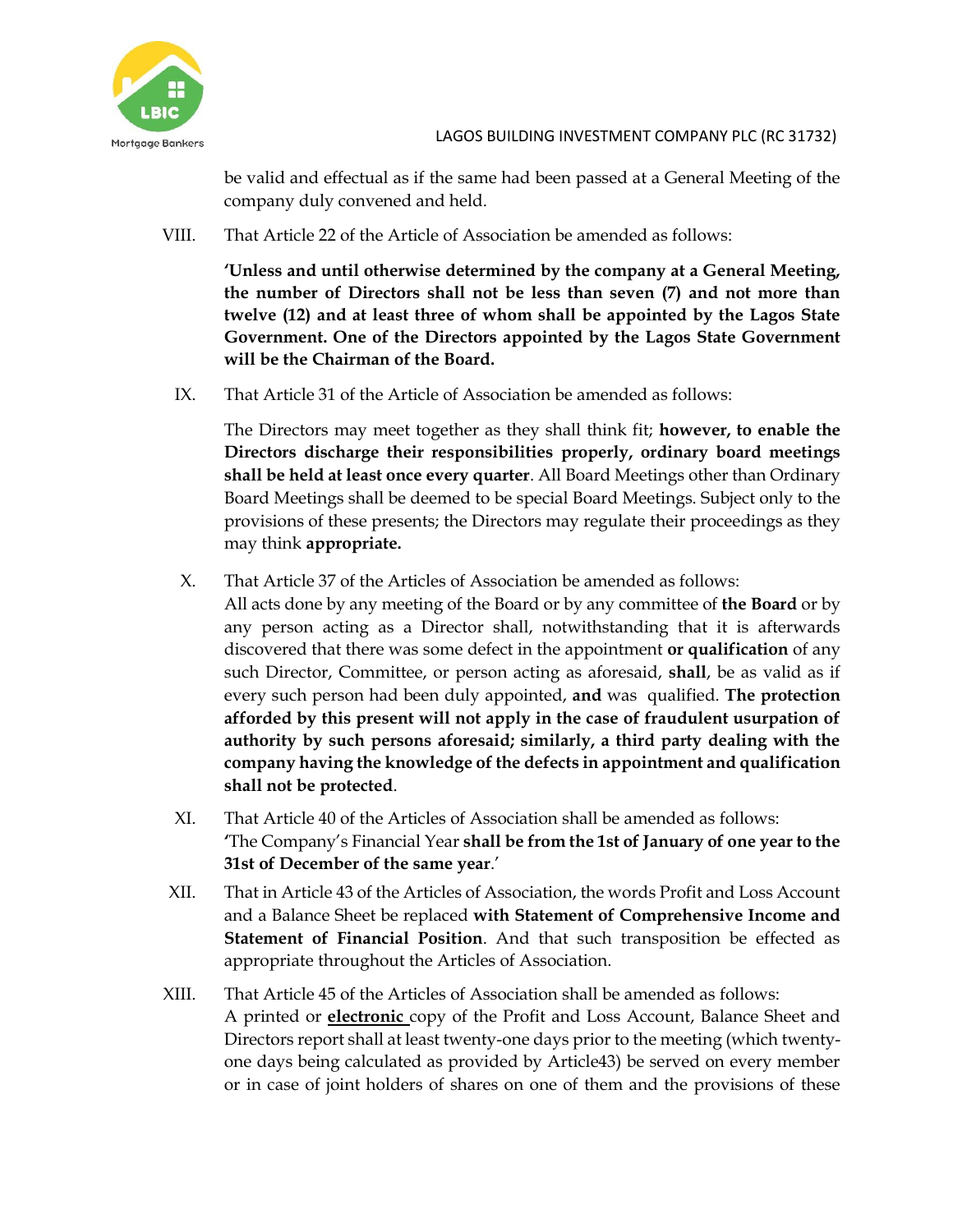be valid and effectual as if the same had been passed at a General Meeting of the company duly convened and held.

VIII. That Article 22 of the Article of Association be amended as follows:

**'Unless and until otherwise determined by the company at a General Meeting, the number of Directors shall not be less than seven (7) and not more than twelve (12) and at least three of whom shall be appointed by the Lagos State Government. One of the Directors appointed by the Lagos State Government will be the Chairman of the Board.**

IX. That Article 31 of the Article of Association be amended as follows:

The Directors may meet together as they shall think fit; **however, to enable the Directors discharge their responsibilities properly, ordinary board meetings shall be held at least once every quarter**. All Board Meetings other than Ordinary Board Meetings shall be deemed to be special Board Meetings. Subject only to the provisions of these presents; the Directors may regulate their proceedings as they may think **appropriate.**

X. That Article 37 of the Articles of Association be amended as follows:
All acts done by any meeting of the Board or by any committee of **the Board** or by any person acting as a Director shall, notwithstanding that it is afterwards discovered that there was some defect in the appointment **or qualification** of any such Director, Committee, or person acting as aforesaid, **shall**, be as valid as if every such person had been duly appointed, **and** was qualified. **The protection afforded by this present will not apply in the case of fraudulent usurpation of authority by such persons aforesaid; similarly, a third party dealing with the company having the knowledge of the defects in appointment and qualification shall not be protected**.

XI. That Article 40 of the Articles of Association shall be amended as follows:
'The Company's Financial Year **shall be from the 1st of January of one year to the 31st of December of the same year**.'

XII. That in Article 43 of the Articles of Association, the words Profit and Loss Account and a Balance Sheet be replaced **with Statement of Comprehensive Income and Statement of Financial Position**. And that such transposition be effected as appropriate throughout the Articles of Association.

XIII. That Article 45 of the Articles of Association shall be amended as follows:
A printed or <u>**electronic**</u> copy of the Profit and Loss Account, Balance Sheet and Directors report shall at least twenty-one days prior to the meeting (which twenty-one days being calculated as provided by Article43) be served on every member or in case of joint holders of shares on one of them and the provisions of these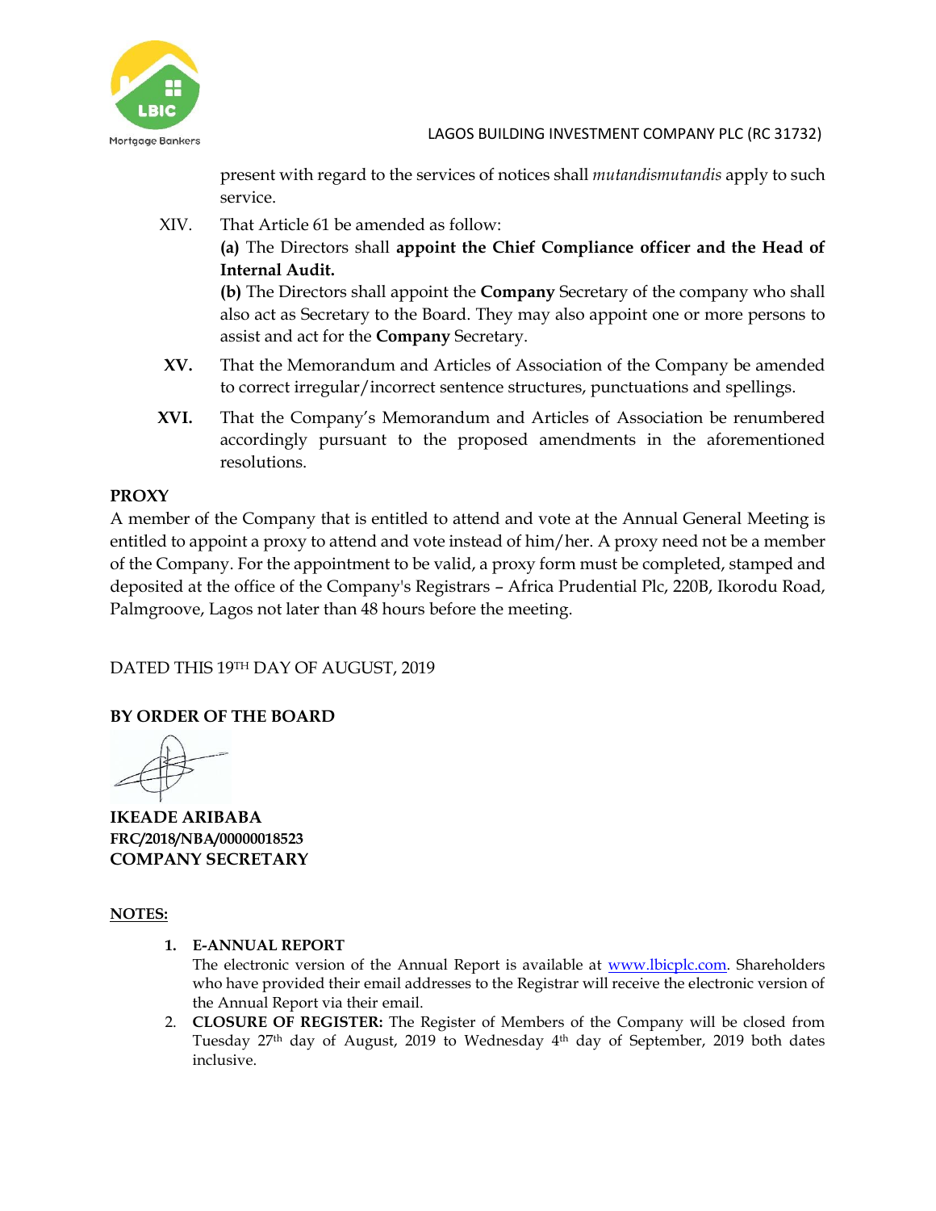present with regard to the services of notices shall *mutandismutandis* apply to such service.

XIV. That Article 61 be amended as follow:

**(a)** The Directors shall **appoint the Chief Compliance officer and the Head of Internal Audit.**

**(b)** The Directors shall appoint the **Company** Secretary of the company who shall also act as Secretary to the Board. They may also appoint one or more persons to assist and act for the **Company** Secretary.

**XV.** That the Memorandum and Articles of Association of the Company be amended to correct irregular/incorrect sentence structures, punctuations and spellings.

**XVI.** That the Company's Memorandum and Articles of Association be renumbered accordingly pursuant to the proposed amendments in the aforementioned resolutions.

**PROXY**

A member of the Company that is entitled to attend and vote at the Annual General Meeting is entitled to appoint a proxy to attend and vote instead of him/her. A proxy need not be a member of the Company. For the appointment to be valid, a proxy form must be completed, stamped and deposited at the office of the Company's Registrars – Africa Prudential Plc, 220B, Ikorodu Road, Palmgroove, Lagos not later than 48 hours before the meeting.

DATED THIS 19TH DAY OF AUGUST, 2019

**BY ORDER OF THE BOARD**

**IKEADE ARIBABA**
**FRC/2018/NBA/00000018523**
**COMPANY SECRETARY**

**NOTES:**

1. **E-ANNUAL REPORT**
   The electronic version of the Annual Report is available at [www.lbicplc.com](www.lbicplc.com). Shareholders who have provided their email addresses to the Registrar will receive the electronic version of the Annual Report via their email.
2. **CLOSURE OF REGISTER:** The Register of Members of the Company will be closed from Tuesday 27th day of August, 2019 to Wednesday 4th day of September, 2019 both dates inclusive.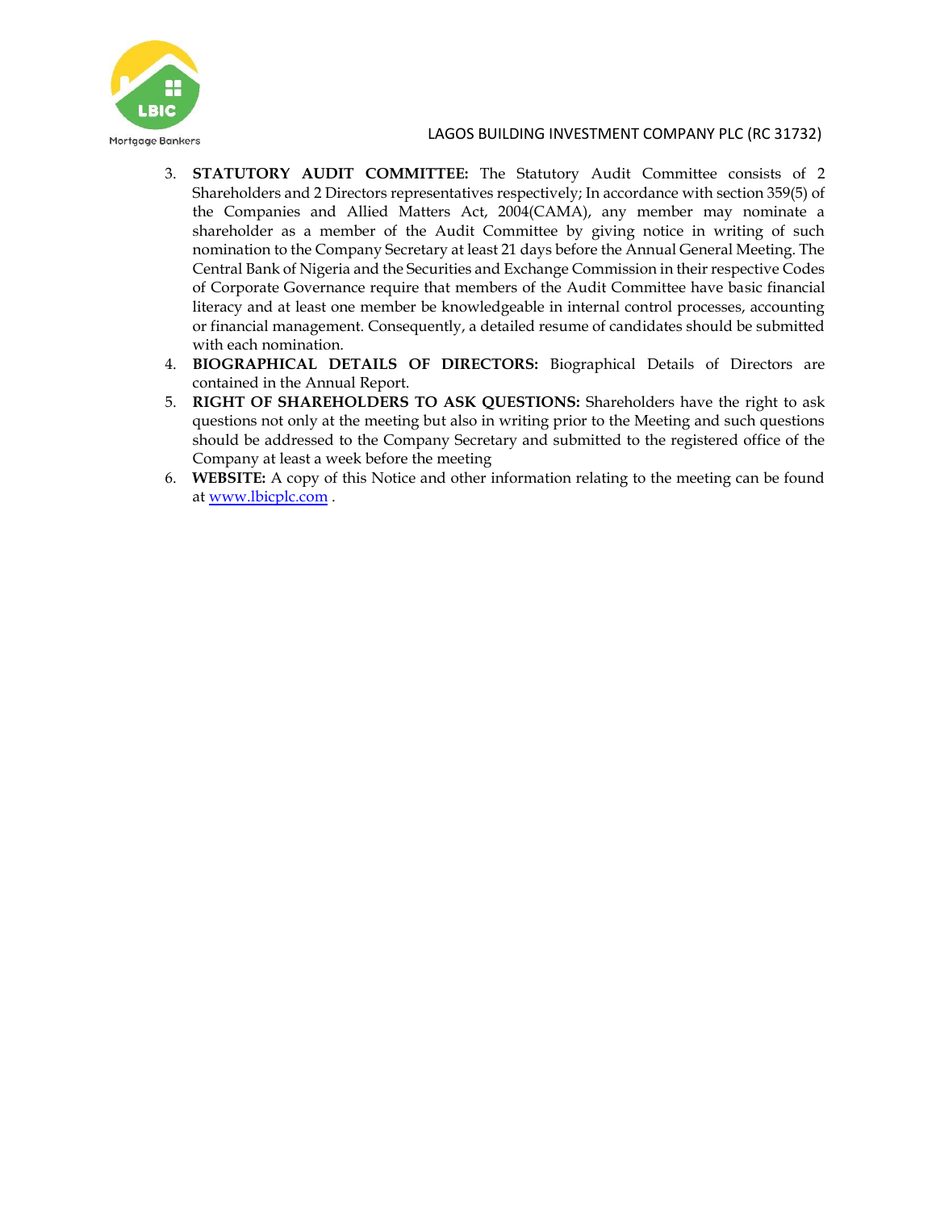3. **STATUTORY AUDIT COMMITTEE:** The Statutory Audit Committee consists of 2 Shareholders and 2 Directors representatives respectively; In accordance with section 359(5) of the Companies and Allied Matters Act, 2004(CAMA), any member may nominate a shareholder as a member of the Audit Committee by giving notice in writing of such nomination to the Company Secretary at least 21 days before the Annual General Meeting. The Central Bank of Nigeria and the Securities and Exchange Commission in their respective Codes of Corporate Governance require that members of the Audit Committee have basic financial literacy and at least one member be knowledgeable in internal control processes, accounting or financial management. Consequently, a detailed resume of candidates should be submitted with each nomination.
4. **BIOGRAPHICAL DETAILS OF DIRECTORS:** Biographical Details of Directors are contained in the Annual Report.
5. **RIGHT OF SHAREHOLDERS TO ASK QUESTIONS:** Shareholders have the right to ask questions not only at the meeting but also in writing prior to the Meeting and such questions should be addressed to the Company Secretary and submitted to the registered office of the Company at least a week before the meeting
6. **WEBSITE:** A copy of this Notice and other information relating to the meeting can be found at [www.lbicplc.com](http://www.lbicplc.com) .